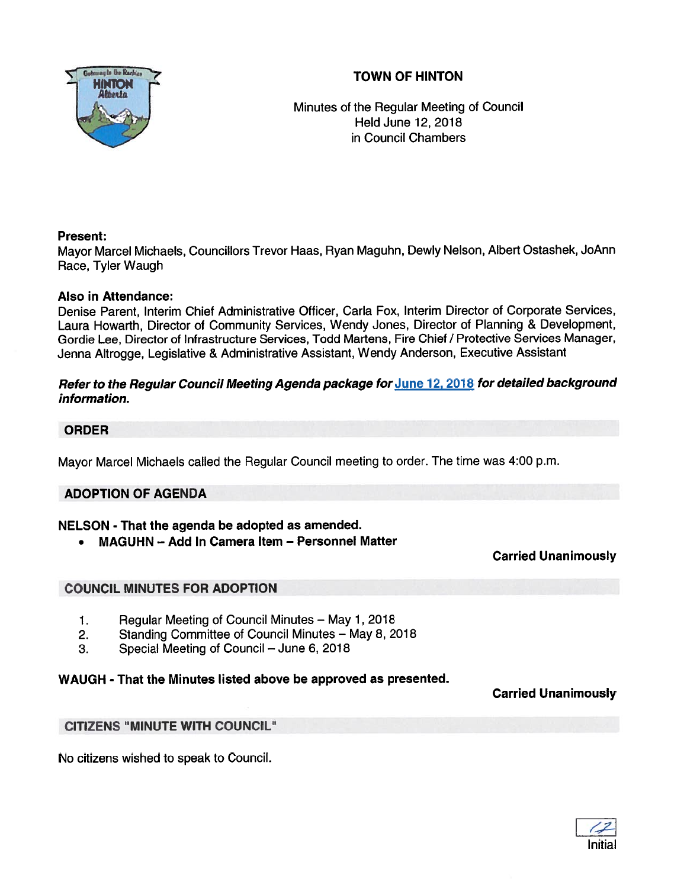# TOWN OF HINTON

Minutes of the Regular Meeting of Council
Held June 12, 2018
in Council Chambers

**Present:**
Mayor Marcel Michaels, Councillors Trevor Haas, Ryan Maguhn, Dewly Nelson, Albert Ostashek, JoAnn Race, Tyler Waugh

**Also in Attendance:**
Denise Parent, Interim Chief Administrative Officer, Carla Fox, Interim Director of Corporate Services, Laura Howarth, Director of Community Services, Wendy Jones, Director of Planning & Development, Gordie Lee, Director of Infrastructure Services, Todd Martens, Fire Chief / Protective Services Manager, Jenna Altrogge, Legislative & Administrative Assistant, Wendy Anderson, Executive Assistant

***Refer to the Regular Council Meeting Agenda package for [June 12, 2018] for detailed background information.***

## ORDER

Mayor Marcel Michaels called the Regular Council meeting to order. The time was 4:00 p.m.

## ADOPTION OF AGENDA

**NELSON - That the agenda be adopted as amended.**

- **MAGUHN – Add In Camera Item – Personnel Matter**

**Carried Unanimously**

## COUNCIL MINUTES FOR ADOPTION

1. Regular Meeting of Council Minutes – May 1, 2018
2. Standing Committee of Council Minutes – May 8, 2018
3. Special Meeting of Council – June 6, 2018

**WAUGH - That the Minutes listed above be approved as presented.**

**Carried Unanimously**

## CITIZENS "MINUTE WITH COUNCIL"

No citizens wished to speak to Council.

Initial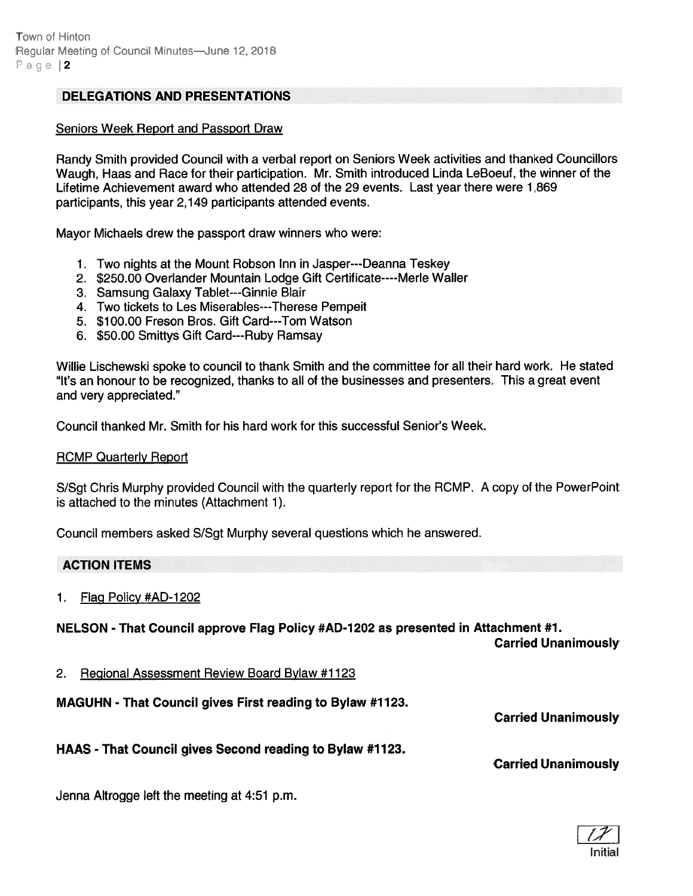## DELEGATIONS AND PRESENTATIONS

Seniors Week Report and Passport Draw

Randy Smith provided Council with a verbal report on Seniors Week activities and thanked Councillors Waugh, Haas and Race for their participation. Mr. Smith introduced Linda LeBoeuf, the winner of the Lifetime Achievement award who attended 28 of the 29 events. Last year there were 1,869 participants, this year 2,149 participants attended events.

Mayor Michaels drew the passport draw winners who were:

1. Two nights at the Mount Robson Inn in Jasper---Deanna Teskey
2. $250.00 Overlander Mountain Lodge Gift Certificate----Merle Waller
3. Samsung Galaxy Tablet---Ginnie Blair
4. Two tickets to Les Miserables---Therese Pempeit
5. $100.00 Freson Bros. Gift Card---Tom Watson
6. $50.00 Smittys Gift Card---Ruby Ramsay

Willie Lischewski spoke to council to thank Smith and the committee for all their hard work. He stated "It's an honour to be recognized, thanks to all of the businesses and presenters. This a great event and very appreciated."

Council thanked Mr. Smith for his hard work for this successful Senior's Week.

RCMP Quarterly Report

S/Sgt Chris Murphy provided Council with the quarterly report for the RCMP. A copy of the PowerPoint is attached to the minutes (Attachment 1).

Council members asked S/Sgt Murphy several questions which he answered.

## ACTION ITEMS

1. Flag Policy #AD-1202

**NELSON - That Council approve Flag Policy #AD-1202 as presented in Attachment #1.**

**Carried Unanimously**

2. Regional Assessment Review Board Bylaw #1123

**MAGUHN - That Council gives First reading to Bylaw #1123.**

**Carried Unanimously**

**HAAS - That Council gives Second reading to Bylaw #1123.**

**Carried Unanimously**

Jenna Altrogge left the meeting at 4:51 p.m.

Initial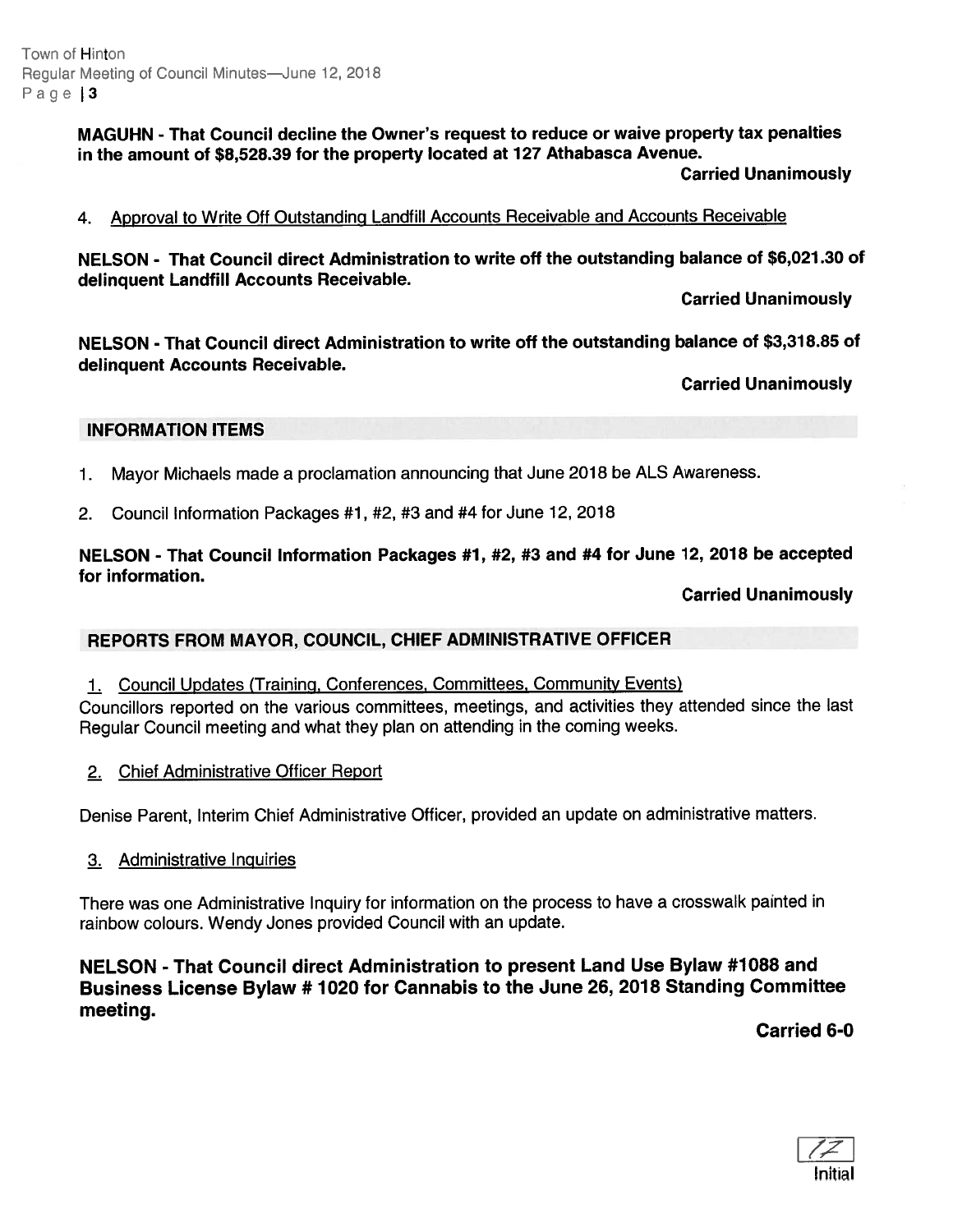**MAGUHN - That Council decline the Owner's request to reduce or waive property tax penalties in the amount of $8,528.39 for the property located at 127 Athabasca Avenue.**

**Carried Unanimously**

4. Approval to Write Off Outstanding Landfill Accounts Receivable and Accounts Receivable

**NELSON - That Council direct Administration to write off the outstanding balance of $6,021.30 of delinquent Landfill Accounts Receivable.**

**Carried Unanimously**

**NELSON - That Council direct Administration to write off the outstanding balance of $3,318.85 of delinquent Accounts Receivable.**

**Carried Unanimously**

## INFORMATION ITEMS

1. Mayor Michaels made a proclamation announcing that June 2018 be ALS Awareness.
2. Council Information Packages #1, #2, #3 and #4 for June 12, 2018

**NELSON - That Council Information Packages #1, #2, #3 and #4 for June 12, 2018 be accepted for information.**

**Carried Unanimously**

## REPORTS FROM MAYOR, COUNCIL, CHIEF ADMINISTRATIVE OFFICER

1. Council Updates (Training, Conferences, Committees, Community Events)

Councillors reported on the various committees, meetings, and activities they attended since the last Regular Council meeting and what they plan on attending in the coming weeks.

2. Chief Administrative Officer Report

Denise Parent, Interim Chief Administrative Officer, provided an update on administrative matters.

3. Administrative Inquiries

There was one Administrative Inquiry for information on the process to have a crosswalk painted in rainbow colours. Wendy Jones provided Council with an update.

**NELSON - That Council direct Administration to present Land Use Bylaw #1088 and Business License Bylaw # 1020 for Cannabis to the June 26, 2018 Standing Committee meeting.**

**Carried 6-0**

Initial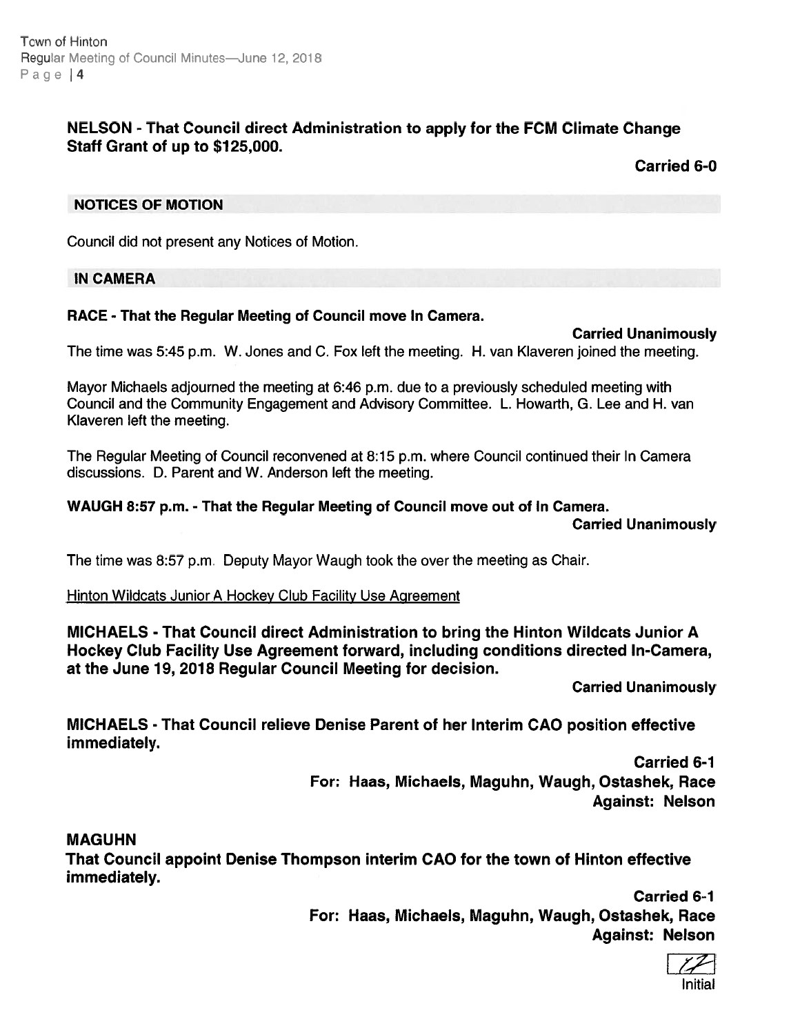**NELSON - That Council direct Administration to apply for the FCM Climate Change Staff Grant of up to $125,000.**

**Carried 6-0**

## NOTICES OF MOTION

Council did not present any Notices of Motion.

## IN CAMERA

**RACE - That the Regular Meeting of Council move In Camera.**

**Carried Unanimously**

The time was 5:45 p.m. W. Jones and C. Fox left the meeting. H. van Klaveren joined the meeting.

Mayor Michaels adjourned the meeting at 6:46 p.m. due to a previously scheduled meeting with Council and the Community Engagement and Advisory Committee. L. Howarth, G. Lee and H. van Klaveren left the meeting.

The Regular Meeting of Council reconvened at 8:15 p.m. where Council continued their In Camera discussions. D. Parent and W. Anderson left the meeting.

**WAUGH 8:57 p.m. - That the Regular Meeting of Council move out of In Camera.**

**Carried Unanimously**

The time was 8:57 p.m. Deputy Mayor Waugh took the over the meeting as Chair.

Hinton Wildcats Junior A Hockey Club Facility Use Agreement

**MICHAELS - That Council direct Administration to bring the Hinton Wildcats Junior A Hockey Club Facility Use Agreement forward, including conditions directed In-Camera, at the June 19, 2018 Regular Council Meeting for decision.**

**Carried Unanimously**

**MICHAELS - That Council relieve Denise Parent of her Interim CAO position effective immediately.**

**Carried 6-1**
**For: Haas, Michaels, Maguhn, Waugh, Ostashek, Race**
**Against: Nelson**

**MAGUHN**
**That Council appoint Denise Thompson interim CAO for the town of Hinton effective immediately.**

**Carried 6-1**
**For: Haas, Michaels, Maguhn, Waugh, Ostashek, Race**
**Against: Nelson**

Initial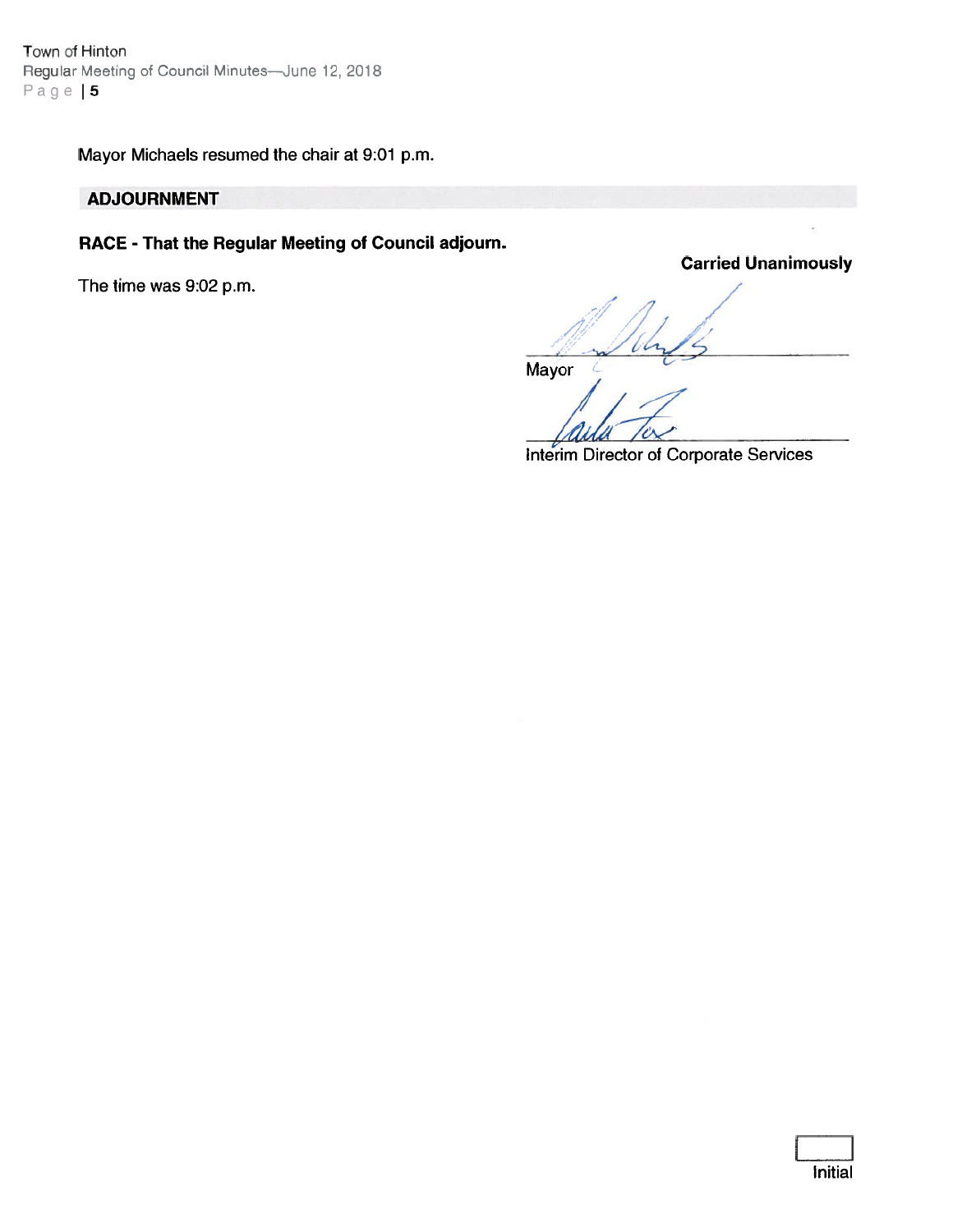Mayor Michaels resumed the chair at 9:01 p.m.

## ADJOURNMENT

**RACE - That the Regular Meeting of Council adjourn.**

**Carried Unanimously**

The time was 9:02 p.m.

Mayor

Interim Director of Corporate Services

Initial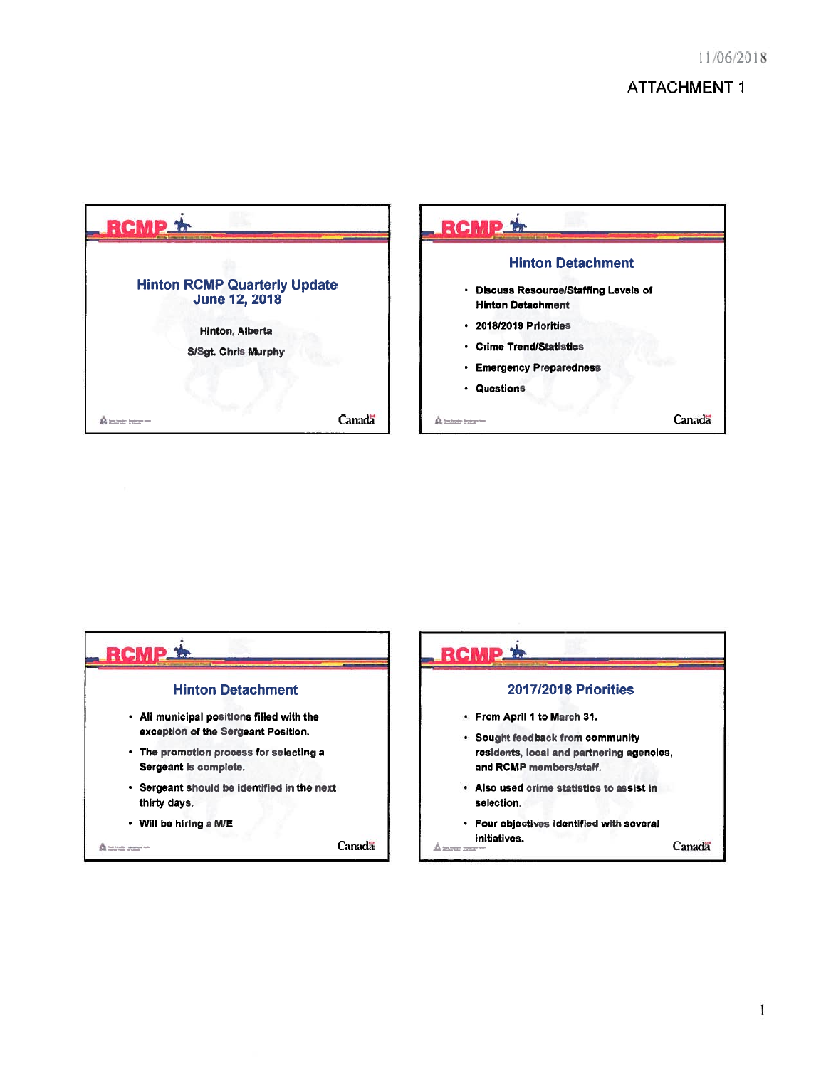11/06/2018

ATTACHMENT 1

## Hinton RCMP Quarterly Update
## June 12, 2018

Hinton, Alberta

S/Sgt. Chris Murphy

## Hinton Detachment

- Discuss Resource/Staffing Levels of Hinton Detachment
- 2018/2019 Priorities
- Crime Trend/Statistics
- Emergency Preparedness
- Questions

## Hinton Detachment

- All municipal positions filled with the exception of the Sergeant Position.
- The promotion process for selecting a Sergeant is complete.
- Sergeant should be identified in the next thirty days.
- Will be hiring a M/E

## 2017/2018 Priorities

- From April 1 to March 31.
- Sought feedback from community residents, local and partnering agencies, and RCMP members/staff.
- Also used crime statistics to assist in selection.
- Four objectives identified with several initiatives.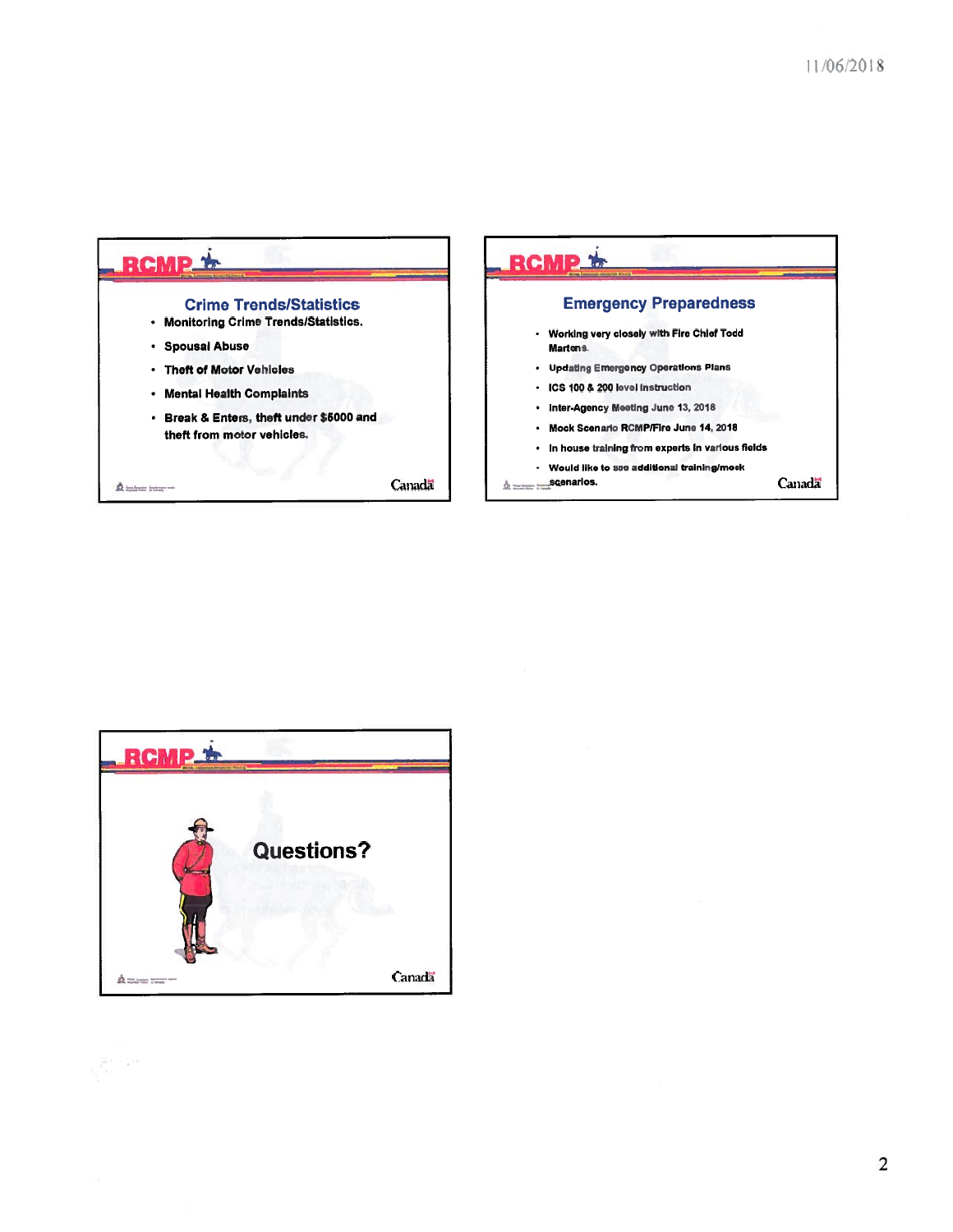11/06/2018

## Crime Trends/Statistics

- Monitoring Crime Trends/Statistics.
- Spousal Abuse
- Theft of Motor Vehicles
- Mental Health Complaints
- Break & Enters, theft under $5000 and theft from motor vehicles.

## Emergency Preparedness

- Working very closely with Fire Chief Todd Martens.
- Updating Emergency Operations Plans
- ICS 100 & 200 level instruction
- Inter-Agency Meeting June 13, 2018
- Mock Scenario RCMP/Fire June 14, 2018
- In house training from experts in various fields
- Would like to see additional training/mock scenarios.

## Questions?